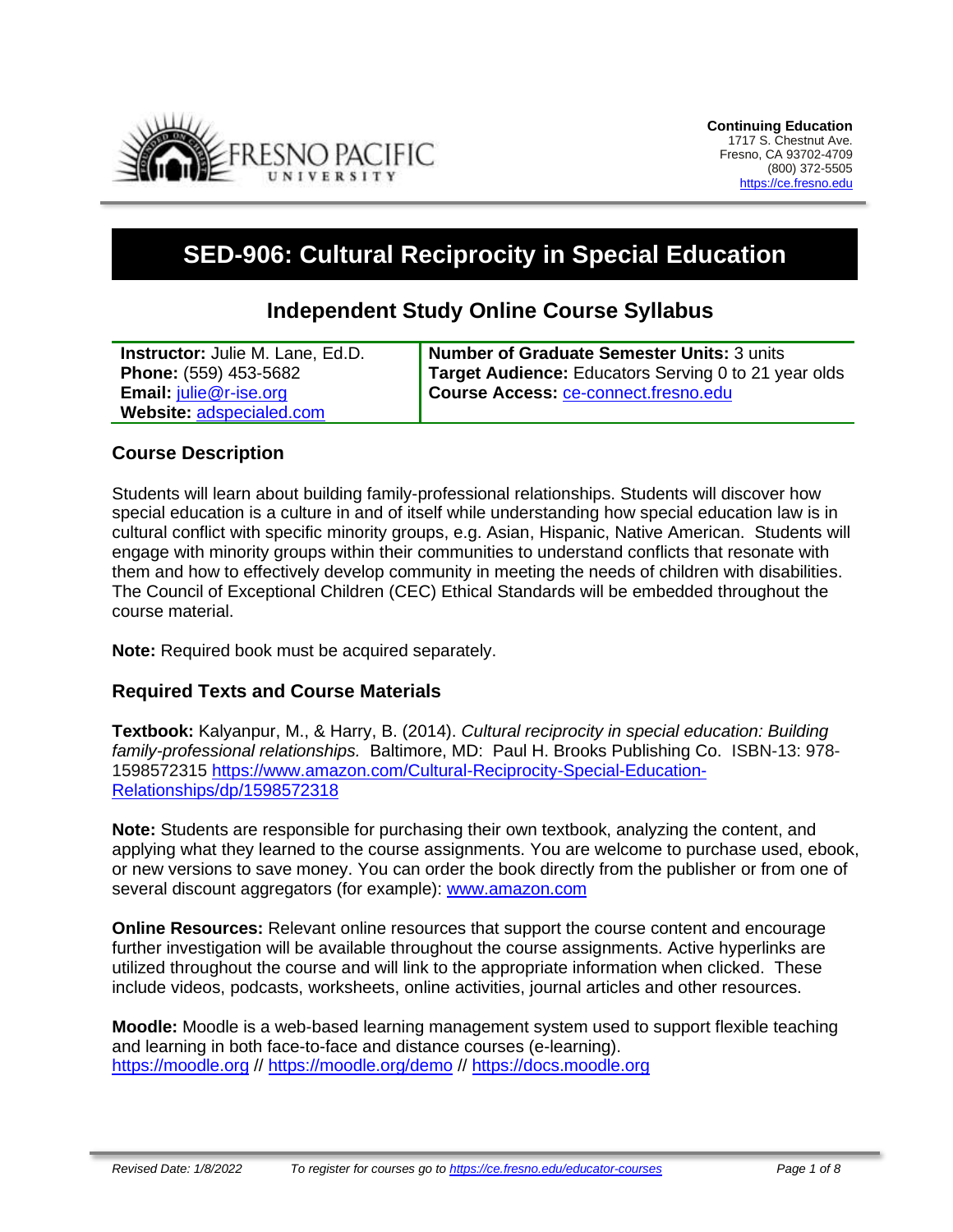Continuing Education
1717 S. Chestnut Ave.
Fresno, CA 93702-4709
(800) 372-5505
https://ce.fresno.edu

# SED-906: Cultural Reciprocity in Special Education

## Independent Study Online Course Syllabus

| | |
|---|---|
| **Instructor:** Julie M. Lane, Ed.D.<br>**Phone:** (559) 453-5682<br>**Email:** julie@r-ise.org<br>**Website:** adspecialed.com | **Number of Graduate Semester Units:** 3 units<br>**Target Audience:** Educators Serving 0 to 21 year olds<br>**Course Access:** ce-connect.fresno.edu |

### Course Description

Students will learn about building family-professional relationships. Students will discover how special education is a culture in and of itself while understanding how special education law is in cultural conflict with specific minority groups, e.g. Asian, Hispanic, Native American. Students will engage with minority groups within their communities to understand conflicts that resonate with them and how to effectively develop community in meeting the needs of children with disabilities. The Council of Exceptional Children (CEC) Ethical Standards will be embedded throughout the course material.

**Note:** Required book must be acquired separately.

### Required Texts and Course Materials

**Textbook:** Kalyanpur, M., & Harry, B. (2014). *Cultural reciprocity in special education: Building family-professional relationships.* Baltimore, MD: Paul H. Brooks Publishing Co. ISBN-13: 978-1598572315 https://www.amazon.com/Cultural-Reciprocity-Special-Education-Relationships/dp/1598572318

**Note:** Students are responsible for purchasing their own textbook, analyzing the content, and applying what they learned to the course assignments. You are welcome to purchase used, ebook, or new versions to save money. You can order the book directly from the publisher or from one of several discount aggregators (for example): www.amazon.com

**Online Resources:** Relevant online resources that support the course content and encourage further investigation will be available throughout the course assignments. Active hyperlinks are utilized throughout the course and will link to the appropriate information when clicked. These include videos, podcasts, worksheets, online activities, journal articles and other resources.

**Moodle:** Moodle is a web-based learning management system used to support flexible teaching and learning in both face-to-face and distance courses (e-learning). https://moodle.org // https://moodle.org/demo // https://docs.moodle.org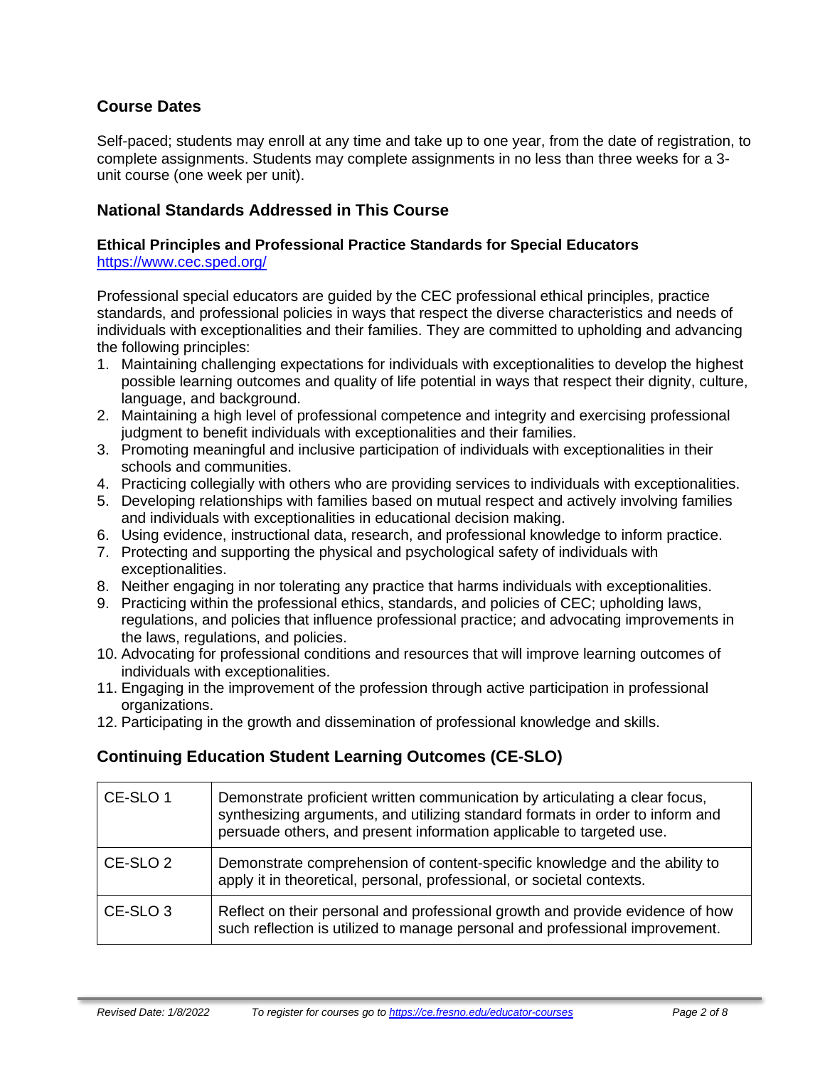## Course Dates

Self-paced; students may enroll at any time and take up to one year, from the date of registration, to complete assignments. Students may complete assignments in no less than three weeks for a 3-unit course (one week per unit).

## National Standards Addressed in This Course

### Ethical Principles and Professional Practice Standards for Special Educators

https://www.cec.sped.org/

Professional special educators are guided by the CEC professional ethical principles, practice standards, and professional policies in ways that respect the diverse characteristics and needs of individuals with exceptionalities and their families. They are committed to upholding and advancing the following principles:

1. Maintaining challenging expectations for individuals with exceptionalities to develop the highest possible learning outcomes and quality of life potential in ways that respect their dignity, culture, language, and background.
2. Maintaining a high level of professional competence and integrity and exercising professional judgment to benefit individuals with exceptionalities and their families.
3. Promoting meaningful and inclusive participation of individuals with exceptionalities in their schools and communities.
4. Practicing collegially with others who are providing services to individuals with exceptionalities.
5. Developing relationships with families based on mutual respect and actively involving families and individuals with exceptionalities in educational decision making.
6. Using evidence, instructional data, research, and professional knowledge to inform practice.
7. Protecting and supporting the physical and psychological safety of individuals with exceptionalities.
8. Neither engaging in nor tolerating any practice that harms individuals with exceptionalities.
9. Practicing within the professional ethics, standards, and policies of CEC; upholding laws, regulations, and policies that influence professional practice; and advocating improvements in the laws, regulations, and policies.
10. Advocating for professional conditions and resources that will improve learning outcomes of individuals with exceptionalities.
11. Engaging in the improvement of the profession through active participation in professional organizations.
12. Participating in the growth and dissemination of professional knowledge and skills.

## Continuing Education Student Learning Outcomes (CE-SLO)

| | |
|---|---|
| CE-SLO 1 | Demonstrate proficient written communication by articulating a clear focus, synthesizing arguments, and utilizing standard formats in order to inform and persuade others, and present information applicable to targeted use. |
| CE-SLO 2 | Demonstrate comprehension of content-specific knowledge and the ability to apply it in theoretical, personal, professional, or societal contexts. |
| CE-SLO 3 | Reflect on their personal and professional growth and provide evidence of how such reflection is utilized to manage personal and professional improvement. |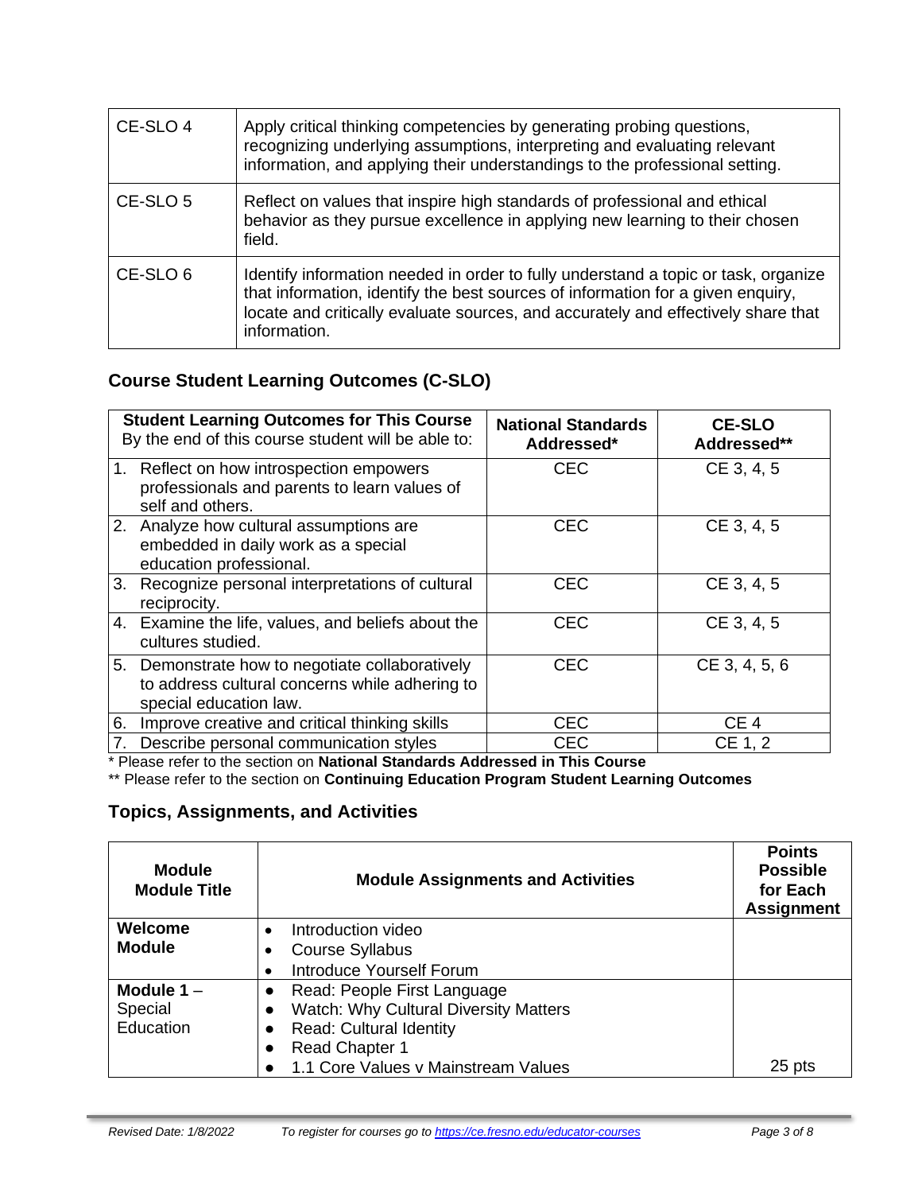| CE-SLO 4 | Apply critical thinking competencies by generating probing questions, recognizing underlying assumptions, interpreting and evaluating relevant information, and applying their understandings to the professional setting. |
|---|---|
| CE-SLO 5 | Reflect on values that inspire high standards of professional and ethical behavior as they pursue excellence in applying new learning to their chosen field. |
| CE-SLO 6 | Identify information needed in order to fully understand a topic or task, organize that information, identify the best sources of information for a given enquiry, locate and critically evaluate sources, and accurately and effectively share that information. |

## Course Student Learning Outcomes (C-SLO)

| **Student Learning Outcomes for This Course** By the end of this course student will be able to: | **National Standards Addressed*** | **CE-SLO Addressed**** |
|---|---|---|
| 1. Reflect on how introspection empowers professionals and parents to learn values of self and others. | CEC | CE 3, 4, 5 |
| 2. Analyze how cultural assumptions are embedded in daily work as a special education professional. | CEC | CE 3, 4, 5 |
| 3. Recognize personal interpretations of cultural reciprocity. | CEC | CE 3, 4, 5 |
| 4. Examine the life, values, and beliefs about the cultures studied. | CEC | CE 3, 4, 5 |
| 5. Demonstrate how to negotiate collaboratively to address cultural concerns while adhering to special education law. | CEC | CE 3, 4, 5, 6 |
| 6. Improve creative and critical thinking skills | CEC | CE 4 |
| 7. Describe personal communication styles | CEC | CE 1, 2 |

* Please refer to the section on **National Standards Addressed in This Course**

** Please refer to the section on **Continuing Education Program Student Learning Outcomes**

## Topics, Assignments, and Activities

| **Module Module Title** | **Module Assignments and Activities** | **Points Possible for Each Assignment** |
|---|---|---|
| **Welcome Module** | • Introduction video<br>• Course Syllabus<br>• Introduce Yourself Forum | |
| **Module 1** – Special Education | • Read: People First Language<br>• Watch: Why Cultural Diversity Matters<br>• Read: Cultural Identity<br>• Read Chapter 1<br>• 1.1 Core Values v Mainstream Values | 25 pts |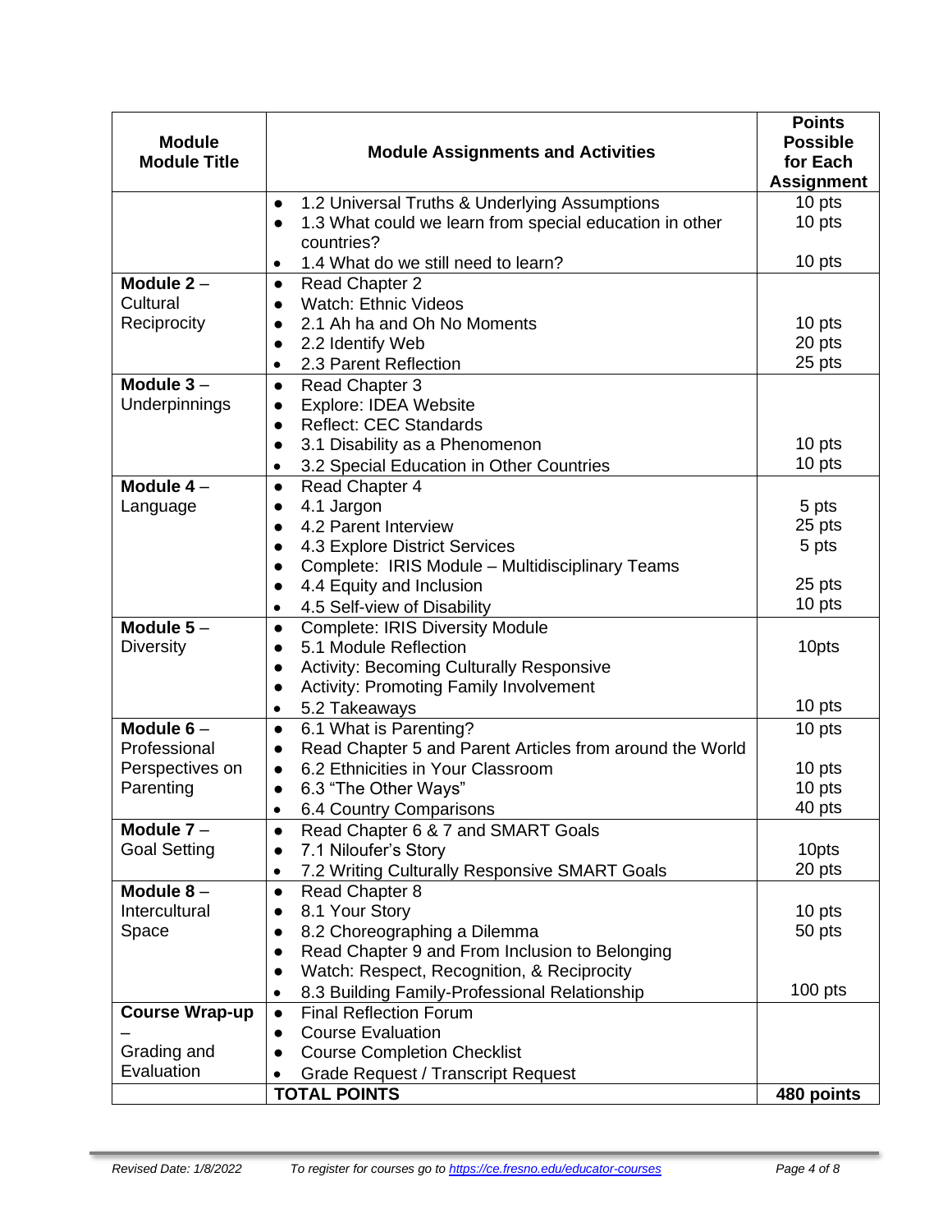| Module<br>Module Title | Module Assignments and Activities | Points Possible for Each Assignment |
|---|---|---|
| | • 1.2 Universal Truths & Underlying Assumptions<br>• 1.3 What could we learn from special education in other countries?<br>• 1.4 What do we still need to learn? | 10 pts<br>10 pts<br><br>10 pts |
| **Module 2** – Cultural Reciprocity | • Read Chapter 2<br>• Watch: Ethnic Videos<br>• 2.1 Ah ha and Oh No Moments<br>• 2.2 Identify Web<br>• 2.3 Parent Reflection | <br><br>10 pts<br>20 pts<br>25 pts |
| **Module 3** – Underpinnings | • Read Chapter 3<br>• Explore: IDEA Website<br>• Reflect: CEC Standards<br>• 3.1 Disability as a Phenomenon<br>• 3.2 Special Education in Other Countries | <br><br><br>10 pts<br>10 pts |
| **Module 4** – Language | • Read Chapter 4<br>• 4.1 Jargon<br>• 4.2 Parent Interview<br>• 4.3 Explore District Services<br>• Complete: IRIS Module – Multidisciplinary Teams<br>• 4.4 Equity and Inclusion<br>• 4.5 Self-view of Disability | <br>5 pts<br>25 pts<br>5 pts<br><br>25 pts<br>10 pts |
| **Module 5** – Diversity | • Complete: IRIS Diversity Module<br>• 5.1 Module Reflection<br>• Activity: Becoming Culturally Responsive<br>• Activity: Promoting Family Involvement<br>• 5.2 Takeaways | <br>10pts<br><br><br>10 pts |
| **Module 6** – Professional Perspectives on Parenting | • 6.1 What is Parenting?<br>• Read Chapter 5 and Parent Articles from around the World<br>• 6.2 Ethnicities in Your Classroom<br>• 6.3 "The Other Ways"<br>• 6.4 Country Comparisons | 10 pts<br><br>10 pts<br>10 pts<br>40 pts |
| **Module 7** – Goal Setting | • Read Chapter 6 & 7 and SMART Goals<br>• 7.1 Niloufer's Story<br>• 7.2 Writing Culturally Responsive SMART Goals | <br>10pts<br>20 pts |
| **Module 8** – Intercultural Space | • Read Chapter 8<br>• 8.1 Your Story<br>• 8.2 Choreographing a Dilemma<br>• Read Chapter 9 and From Inclusion to Belonging<br>• Watch: Respect, Recognition, & Reciprocity<br>• 8.3 Building Family-Professional Relationship | <br>10 pts<br>50 pts<br><br><br>100 pts |
| **Course Wrap-up** – Grading and Evaluation | • Final Reflection Forum<br>• Course Evaluation<br>• Course Completion Checklist<br>• Grade Request / Transcript Request | |
| | **TOTAL POINTS** | **480 points** |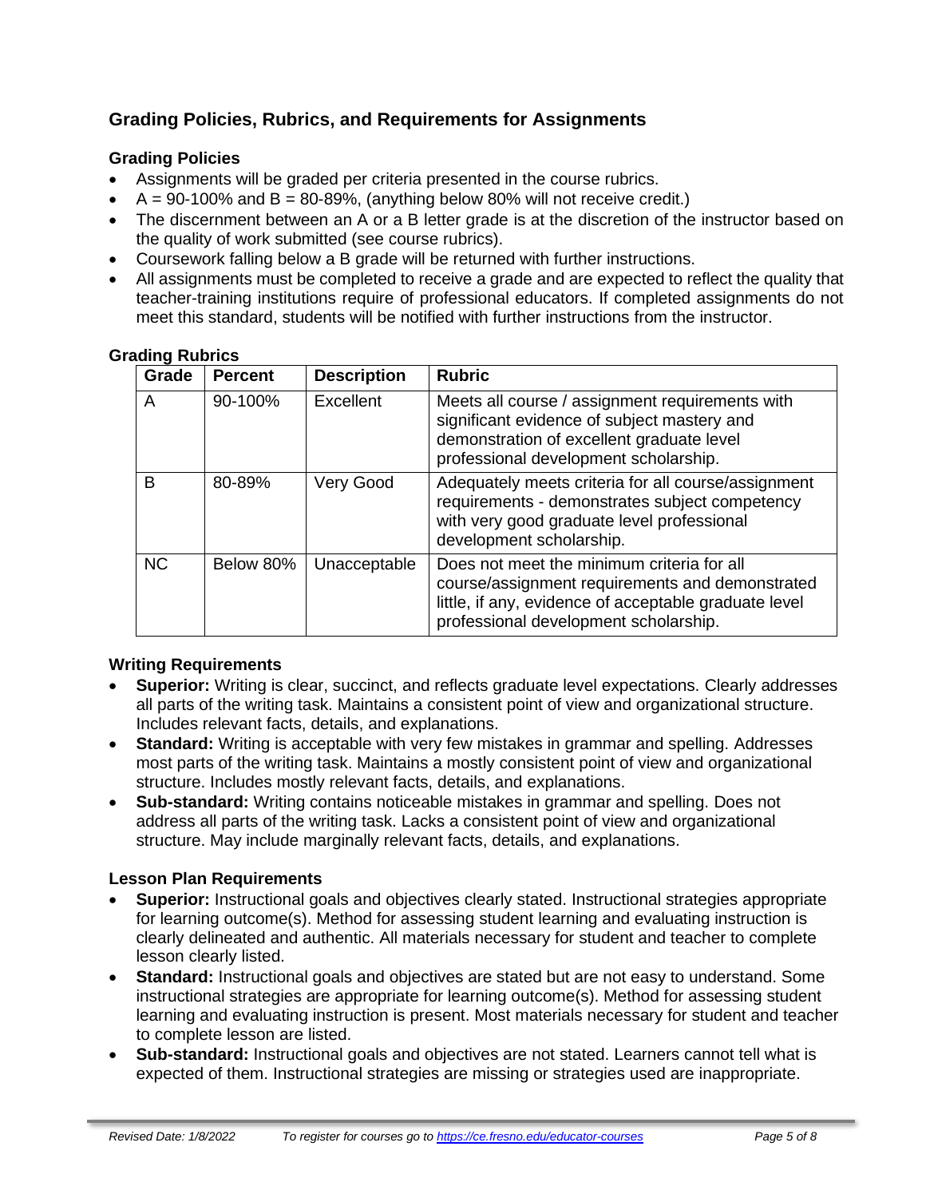## Grading Policies, Rubrics, and Requirements for Assignments

### Grading Policies

- Assignments will be graded per criteria presented in the course rubrics.
- A = 90-100% and B = 80-89%, (anything below 80% will not receive credit.)
- The discernment between an A or a B letter grade is at the discretion of the instructor based on the quality of work submitted (see course rubrics).
- Coursework falling below a B grade will be returned with further instructions.
- All assignments must be completed to receive a grade and are expected to reflect the quality that teacher-training institutions require of professional educators. If completed assignments do not meet this standard, students will be notified with further instructions from the instructor.

### Grading Rubrics

| Grade | Percent | Description | Rubric |
|---|---|---|---|
| A | 90-100% | Excellent | Meets all course / assignment requirements with significant evidence of subject mastery and demonstration of excellent graduate level professional development scholarship. |
| B | 80-89% | Very Good | Adequately meets criteria for all course/assignment requirements - demonstrates subject competency with very good graduate level professional development scholarship. |
| NC | Below 80% | Unacceptable | Does not meet the minimum criteria for all course/assignment requirements and demonstrated little, if any, evidence of acceptable graduate level professional development scholarship. |

### Writing Requirements

- **Superior:** Writing is clear, succinct, and reflects graduate level expectations. Clearly addresses all parts of the writing task. Maintains a consistent point of view and organizational structure. Includes relevant facts, details, and explanations.
- **Standard:** Writing is acceptable with very few mistakes in grammar and spelling. Addresses most parts of the writing task. Maintains a mostly consistent point of view and organizational structure. Includes mostly relevant facts, details, and explanations.
- **Sub-standard:** Writing contains noticeable mistakes in grammar and spelling. Does not address all parts of the writing task. Lacks a consistent point of view and organizational structure. May include marginally relevant facts, details, and explanations.

### Lesson Plan Requirements

- **Superior:** Instructional goals and objectives clearly stated. Instructional strategies appropriate for learning outcome(s). Method for assessing student learning and evaluating instruction is clearly delineated and authentic. All materials necessary for student and teacher to complete lesson clearly listed.
- **Standard:** Instructional goals and objectives are stated but are not easy to understand. Some instructional strategies are appropriate for learning outcome(s). Method for assessing student learning and evaluating instruction is present. Most materials necessary for student and teacher to complete lesson are listed.
- **Sub-standard:** Instructional goals and objectives are not stated. Learners cannot tell what is expected of them. Instructional strategies are missing or strategies used are inappropriate.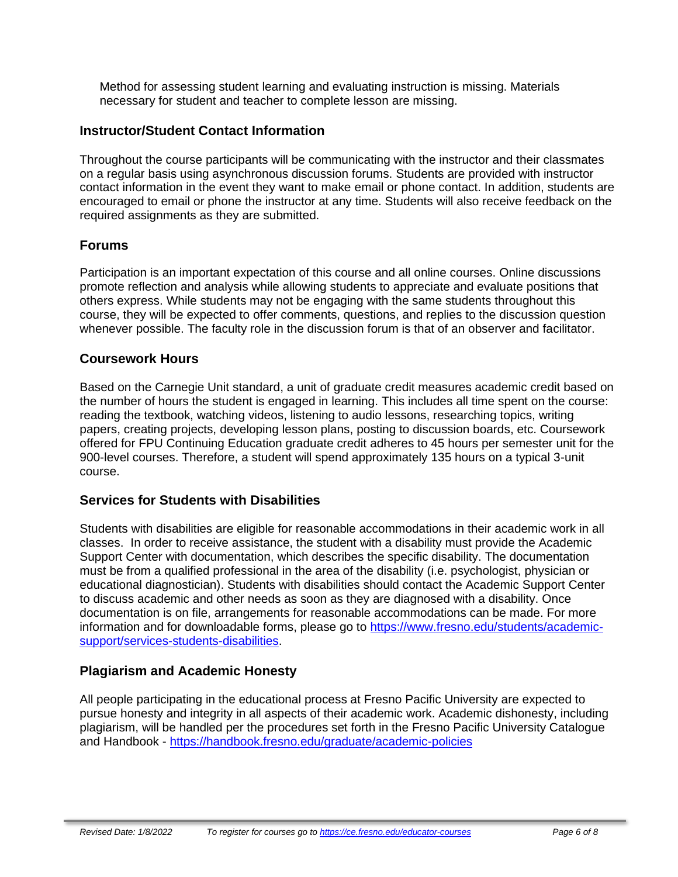Method for assessing student learning and evaluating instruction is missing. Materials necessary for student and teacher to complete lesson are missing.

## Instructor/Student Contact Information

Throughout the course participants will be communicating with the instructor and their classmates on a regular basis using asynchronous discussion forums. Students are provided with instructor contact information in the event they want to make email or phone contact. In addition, students are encouraged to email or phone the instructor at any time. Students will also receive feedback on the required assignments as they are submitted.

## Forums

Participation is an important expectation of this course and all online courses. Online discussions promote reflection and analysis while allowing students to appreciate and evaluate positions that others express. While students may not be engaging with the same students throughout this course, they will be expected to offer comments, questions, and replies to the discussion question whenever possible. The faculty role in the discussion forum is that of an observer and facilitator.

## Coursework Hours

Based on the Carnegie Unit standard, a unit of graduate credit measures academic credit based on the number of hours the student is engaged in learning. This includes all time spent on the course: reading the textbook, watching videos, listening to audio lessons, researching topics, writing papers, creating projects, developing lesson plans, posting to discussion boards, etc. Coursework offered for FPU Continuing Education graduate credit adheres to 45 hours per semester unit for the 900-level courses. Therefore, a student will spend approximately 135 hours on a typical 3-unit course.

## Services for Students with Disabilities

Students with disabilities are eligible for reasonable accommodations in their academic work in all classes. In order to receive assistance, the student with a disability must provide the Academic Support Center with documentation, which describes the specific disability. The documentation must be from a qualified professional in the area of the disability (i.e. psychologist, physician or educational diagnostician). Students with disabilities should contact the Academic Support Center to discuss academic and other needs as soon as they are diagnosed with a disability. Once documentation is on file, arrangements for reasonable accommodations can be made. For more information and for downloadable forms, please go to [https://www.fresno.edu/students/academic-support/services-students-disabilities](https://www.fresno.edu/students/academic-support/services-students-disabilities).

## Plagiarism and Academic Honesty

All people participating in the educational process at Fresno Pacific University are expected to pursue honesty and integrity in all aspects of their academic work. Academic dishonesty, including plagiarism, will be handled per the procedures set forth in the Fresno Pacific University Catalogue and Handbook - [https://handbook.fresno.edu/graduate/academic-policies](https://handbook.fresno.edu/graduate/academic-policies)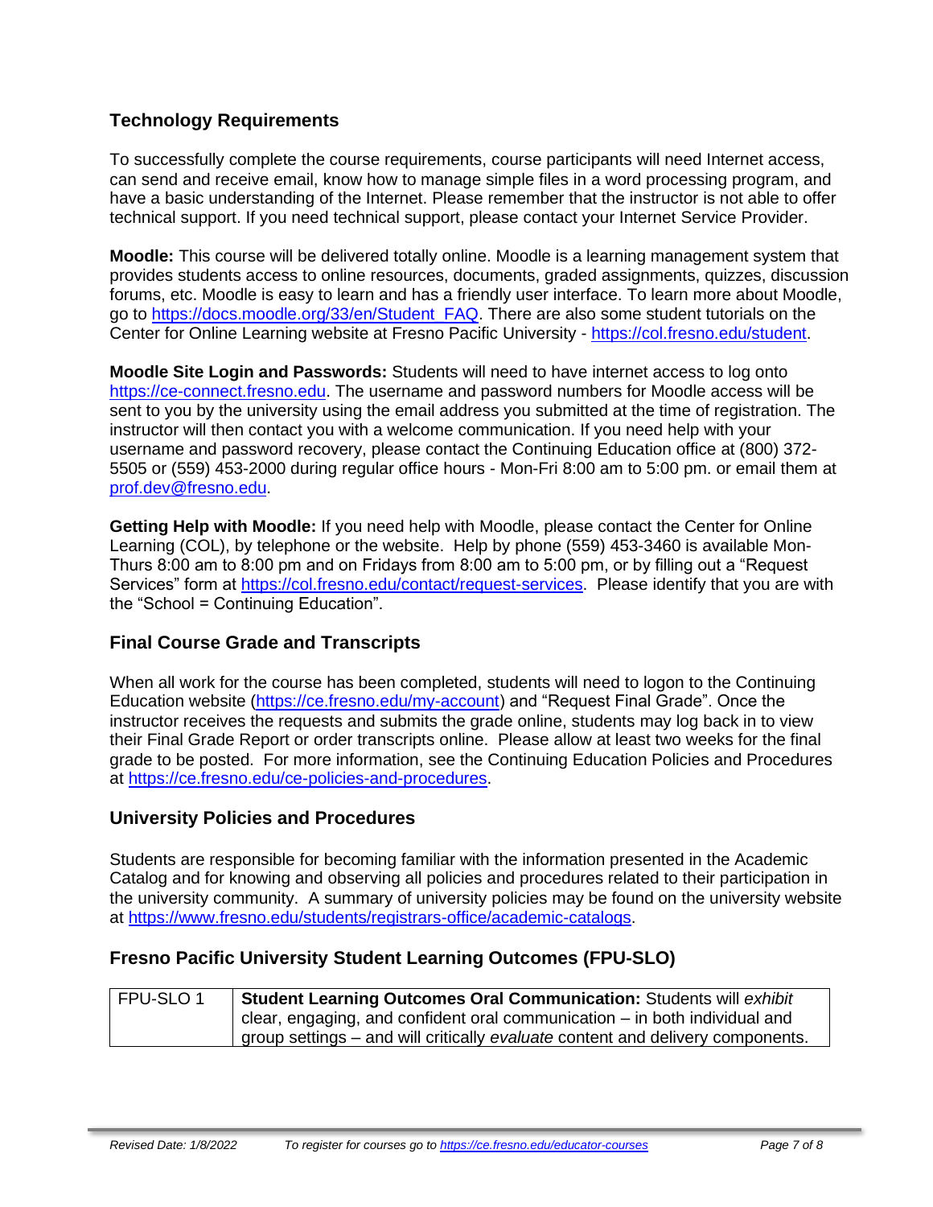## Technology Requirements

To successfully complete the course requirements, course participants will need Internet access, can send and receive email, know how to manage simple files in a word processing program, and have a basic understanding of the Internet. Please remember that the instructor is not able to offer technical support. If you need technical support, please contact your Internet Service Provider.

**Moodle:** This course will be delivered totally online. Moodle is a learning management system that provides students access to online resources, documents, graded assignments, quizzes, discussion forums, etc. Moodle is easy to learn and has a friendly user interface. To learn more about Moodle, go to https://docs.moodle.org/33/en/Student_FAQ. There are also some student tutorials on the Center for Online Learning website at Fresno Pacific University - https://col.fresno.edu/student.

**Moodle Site Login and Passwords:** Students will need to have internet access to log onto https://ce-connect.fresno.edu. The username and password numbers for Moodle access will be sent to you by the university using the email address you submitted at the time of registration. The instructor will then contact you with a welcome communication. If you need help with your username and password recovery, please contact the Continuing Education office at (800) 372-5505 or (559) 453-2000 during regular office hours - Mon-Fri 8:00 am to 5:00 pm. or email them at prof.dev@fresno.edu.

**Getting Help with Moodle:** If you need help with Moodle, please contact the Center for Online Learning (COL), by telephone or the website. Help by phone (559) 453-3460 is available Mon-Thurs 8:00 am to 8:00 pm and on Fridays from 8:00 am to 5:00 pm, or by filling out a "Request Services" form at https://col.fresno.edu/contact/request-services. Please identify that you are with the "School = Continuing Education".

## Final Course Grade and Transcripts

When all work for the course has been completed, students will need to logon to the Continuing Education website (https://ce.fresno.edu/my-account) and "Request Final Grade". Once the instructor receives the requests and submits the grade online, students may log back in to view their Final Grade Report or order transcripts online. Please allow at least two weeks for the final grade to be posted. For more information, see the Continuing Education Policies and Procedures at https://ce.fresno.edu/ce-policies-and-procedures.

## University Policies and Procedures

Students are responsible for becoming familiar with the information presented in the Academic Catalog and for knowing and observing all policies and procedures related to their participation in the university community. A summary of university policies may be found on the university website at https://www.fresno.edu/students/registrars-office/academic-catalogs.

## Fresno Pacific University Student Learning Outcomes (FPU-SLO)

| | |
|---|---|
| FPU-SLO 1 | **Student Learning Outcomes Oral Communication:** Students will *exhibit* clear, engaging, and confident oral communication – in both individual and group settings – and will critically *evaluate* content and delivery components. |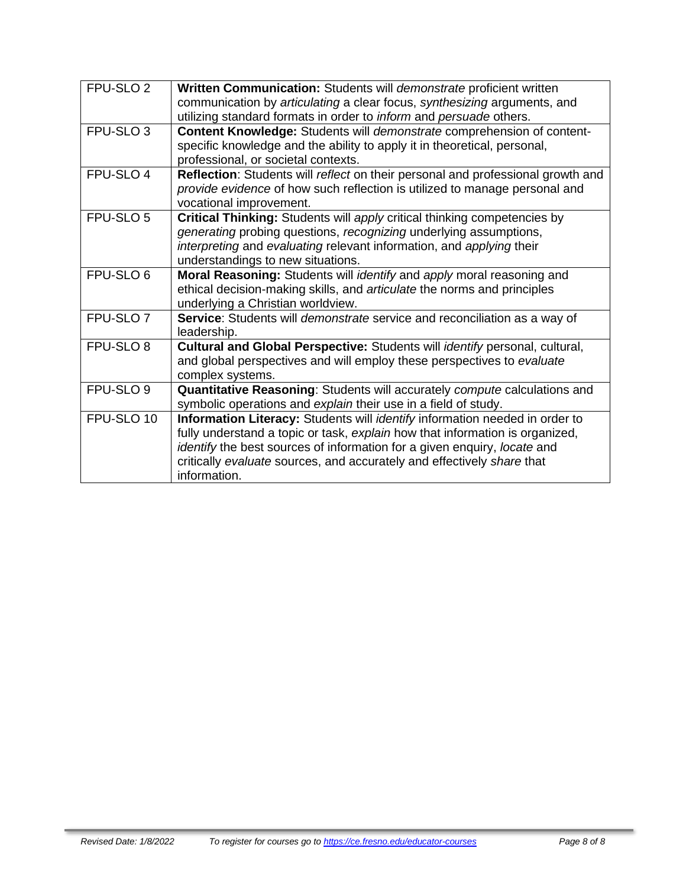| | |
|---|---|
| FPU-SLO 2 | **Written Communication:** Students will *demonstrate* proficient written communication by *articulating* a clear focus, *synthesizing* arguments, and utilizing standard formats in order to *inform* and *persuade* others. |
| FPU-SLO 3 | **Content Knowledge:** Students will *demonstrate* comprehension of content-specific knowledge and the ability to apply it in theoretical, personal, professional, or societal contexts. |
| FPU-SLO 4 | **Reflection**: Students will *reflect* on their personal and professional growth and *provide evidence* of how such reflection is utilized to manage personal and vocational improvement. |
| FPU-SLO 5 | **Critical Thinking:** Students will *apply* critical thinking competencies by *generating* probing questions, *recognizing* underlying assumptions, *interpreting* and *evaluating* relevant information, and *applying* their understandings to new situations. |
| FPU-SLO 6 | **Moral Reasoning:** Students will *identify* and *apply* moral reasoning and ethical decision-making skills, and *articulate* the norms and principles underlying a Christian worldview. |
| FPU-SLO 7 | **Service**: Students will *demonstrate* service and reconciliation as a way of leadership. |
| FPU-SLO 8 | **Cultural and Global Perspective:** Students will *identify* personal, cultural, and global perspectives and will employ these perspectives to *evaluate* complex systems. |
| FPU-SLO 9 | **Quantitative Reasoning**: Students will accurately *compute* calculations and symbolic operations and *explain* their use in a field of study. |
| FPU-SLO 10 | **Information Literacy:** Students will *identify* information needed in order to fully understand a topic or task, *explain* how that information is organized, *identify* the best sources of information for a given enquiry, *locate* and critically *evaluate* sources, and accurately and effectively *share* that information. |